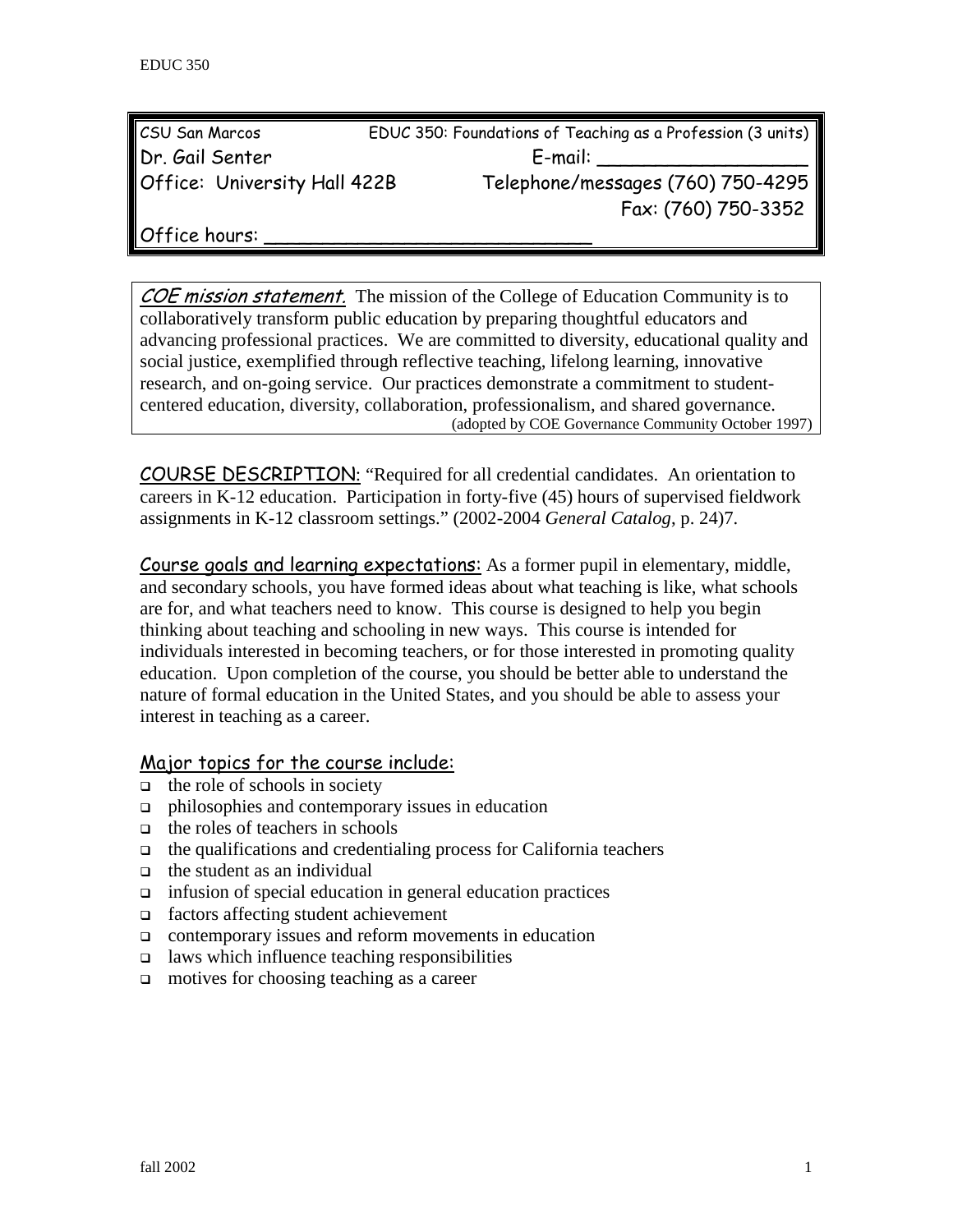| CSU San Marcos | EDUC 350: Foundations of Teaching as a Profession (3 units) |
| --- | --- |
| Dr. Gail Senter | E-mail: __________________ |
| Office: University Hall 422B | Telephone/messages (760) 750-4295 |
| | Fax: (760) 750-3352 |
| Office hours: ____________________________ | |

*COE mission statement.* The mission of the College of Education Community is to collaboratively transform public education by preparing thoughtful educators and advancing professional practices. We are committed to diversity, educational quality and social justice, exemplified through reflective teaching, lifelong learning, innovative research, and on-going service. Our practices demonstrate a commitment to student-centered education, diversity, collaboration, professionalism, and shared governance.
(adopted by COE Governance Community October 1997)

COURSE DESCRIPTION: "Required for all credential candidates. An orientation to careers in K-12 education. Participation in forty-five (45) hours of supervised fieldwork assignments in K-12 classroom settings." (2002-2004 *General Catalog*, p. 24)7.

Course goals and learning expectations: As a former pupil in elementary, middle, and secondary schools, you have formed ideas about what teaching is like, what schools are for, and what teachers need to know. This course is designed to help you begin thinking about teaching and schooling in new ways. This course is intended for individuals interested in becoming teachers, or for those interested in promoting quality education. Upon completion of the course, you should be better able to understand the nature of formal education in the United States, and you should be able to assess your interest in teaching as a career.

## Major topics for the course include:

- the role of schools in society
- philosophies and contemporary issues in education
- the roles of teachers in schools
- the qualifications and credentialing process for California teachers
- the student as an individual
- infusion of special education in general education practices
- factors affecting student achievement
- contemporary issues and reform movements in education
- laws which influence teaching responsibilities
- motives for choosing teaching as a career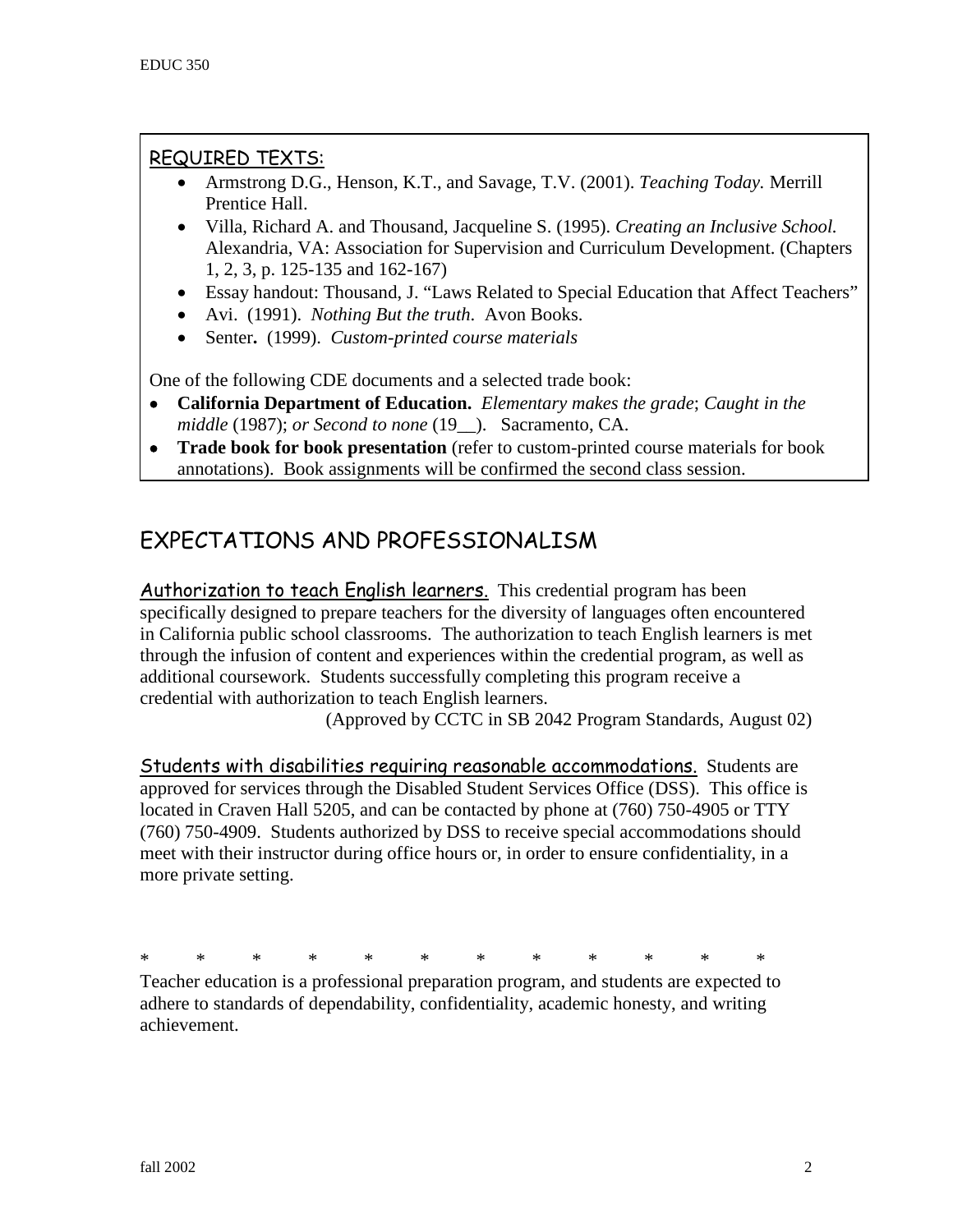## REQUIRED TEXTS:

- Armstrong D.G., Henson, K.T., and Savage, T.V. (2001). *Teaching Today.* Merrill Prentice Hall.
- Villa, Richard A. and Thousand, Jacqueline S. (1995). *Creating an Inclusive School.* Alexandria, VA: Association for Supervision and Curriculum Development. (Chapters 1, 2, 3, p. 125-135 and 162-167)
- Essay handout: Thousand, J. "Laws Related to Special Education that Affect Teachers"
- Avi. (1991). *Nothing But the truth*. Avon Books.
- Senter**.** (1999). *Custom-printed course materials*

One of the following CDE documents and a selected trade book:

- **California Department of Education.** *Elementary makes the grade*; *Caught in the middle* (1987); *or Second to none* (19__). Sacramento, CA.
- **Trade book for book presentation** (refer to custom-printed course materials for book annotations). Book assignments will be confirmed the second class session.

# EXPECTATIONS AND PROFESSIONALISM

Authorization to teach English learners. This credential program has been specifically designed to prepare teachers for the diversity of languages often encountered in California public school classrooms. The authorization to teach English learners is met through the infusion of content and experiences within the credential program, as well as additional coursework. Students successfully completing this program receive a credential with authorization to teach English learners.

(Approved by CCTC in SB 2042 Program Standards, August 02)

Students with disabilities requiring reasonable accommodations. Students are approved for services through the Disabled Student Services Office (DSS). This office is located in Craven Hall 5205, and can be contacted by phone at (760) 750-4905 or TTY (760) 750-4909. Students authorized by DSS to receive special accommodations should meet with their instructor during office hours or, in order to ensure confidentiality, in a more private setting.

\* \* \* \* \* \* \* \* \* \* \* \*

Teacher education is a professional preparation program, and students are expected to adhere to standards of dependability, confidentiality, academic honesty, and writing achievement.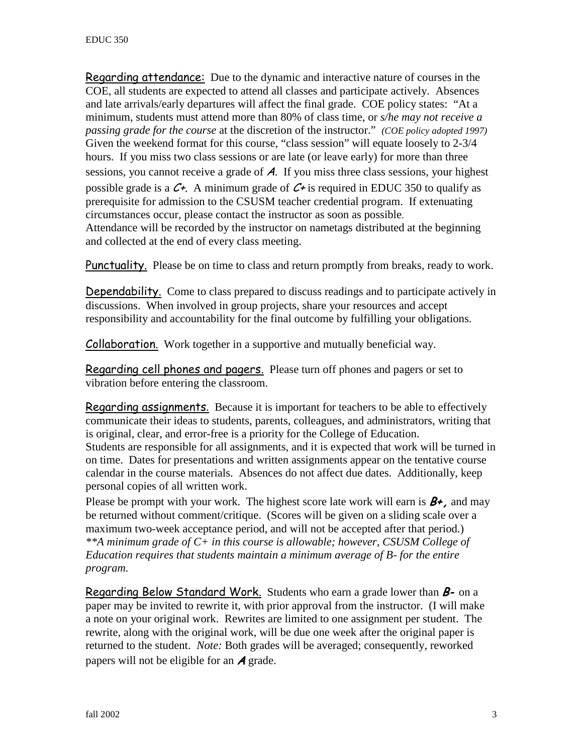<u>Regarding attendance:</u> Due to the dynamic and interactive nature of courses in the COE, all students are expected to attend all classes and participate actively. Absences and late arrivals/early departures will affect the final grade. COE policy states: "At a minimum, students must attend more than 80% of class time, or *s/he may not receive a passing grade for the course* at the discretion of the instructor." *(COE policy adopted 1997)* Given the weekend format for this course, "class session" will equate loosely to 2-3/4 hours. If you miss two class sessions or are late (or leave early) for more than three sessions, you cannot receive a grade of ***A***. If you miss three class sessions, your highest possible grade is a ***C+***. A minimum grade of ***C+*** is required in EDUC 350 to qualify as prerequisite for admission to the CSUSM teacher credential program. If extenuating circumstances occur, please contact the instructor as soon as possible.
Attendance will be recorded by the instructor on nametags distributed at the beginning and collected at the end of every class meeting.

<u>Punctuality.</u> Please be on time to class and return promptly from breaks, ready to work.

<u>Dependability.</u> Come to class prepared to discuss readings and to participate actively in discussions. When involved in group projects, share your resources and accept responsibility and accountability for the final outcome by fulfilling your obligations.

<u>Collaboration.</u> Work together in a supportive and mutually beneficial way.

<u>Regarding cell phones and pagers.</u> Please turn off phones and pagers or set to vibration before entering the classroom.

<u>Regarding assignments.</u> Because it is important for teachers to be able to effectively communicate their ideas to students, parents, colleagues, and administrators, writing that is original, clear, and error-free is a priority for the College of Education.
Students are responsible for all assignments, and it is expected that work will be turned in on time. Dates for presentations and written assignments appear on the tentative course calendar in the course materials. Absences do not affect due dates. Additionally, keep personal copies of all written work.

Please be prompt with your work. The highest score late work will earn is ***B+,*** and may be returned without comment/critique. (Scores will be given on a sliding scale over a maximum two-week acceptance period, and will not be accepted after that period.)
*\*\*A minimum grade of C+ in this course is allowable; however, CSUSM College of Education requires that students maintain a minimum average of B- for the entire program.*

<u>Regarding Below Standard Work.</u> Students who earn a grade lower than ***B-*** on a paper may be invited to rewrite it, with prior approval from the instructor. (I will make a note on your original work. Rewrites are limited to one assignment per student. The rewrite, along with the original work, will be due one week after the original paper is returned to the student. *Note:* Both grades will be averaged; consequently, reworked papers will not be eligible for an ***A*** grade.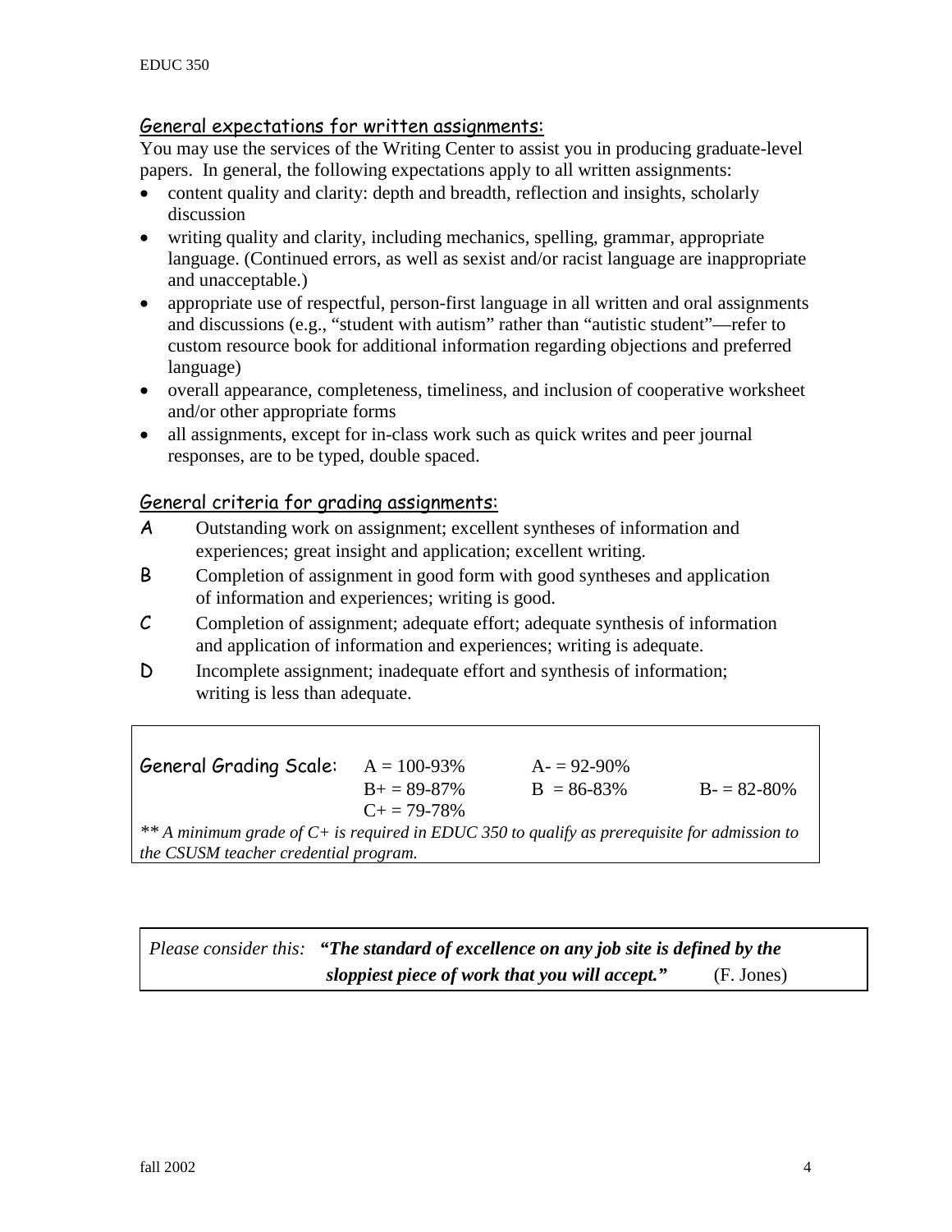## General expectations for written assignments:

You may use the services of the Writing Center to assist you in producing graduate-level papers. In general, the following expectations apply to all written assignments:

- content quality and clarity: depth and breadth, reflection and insights, scholarly discussion
- writing quality and clarity, including mechanics, spelling, grammar, appropriate language. (Continued errors, as well as sexist and/or racist language are inappropriate and unacceptable.)
- appropriate use of respectful, person-first language in all written and oral assignments and discussions (e.g., "student with autism" rather than "autistic student"—refer to custom resource book for additional information regarding objections and preferred language)
- overall appearance, completeness, timeliness, and inclusion of cooperative worksheet and/or other appropriate forms
- all assignments, except for in-class work such as quick writes and peer journal responses, are to be typed, double spaced.

## General criteria for grading assignments:

**A** Outstanding work on assignment; excellent syntheses of information and experiences; great insight and application; excellent writing.

**B** Completion of assignment in good form with good syntheses and application of information and experiences; writing is good.

**C** Completion of assignment; adequate effort; adequate synthesis of information and application of information and experiences; writing is adequate.

**D** Incomplete assignment; inadequate effort and synthesis of information; writing is less than adequate.

| General Grading Scale: | A = 100-93% | A- = 92-90% | |
|---|---|---|---|
| | B+ = 89-87% | B = 86-83% | B- = 82-80% |
| | C+ = 79-78% | | |

*\*\* A minimum grade of C+ is required in EDUC 350 to qualify as prerequisite for admission to the CSUSM teacher credential program.*

*Please consider this:* ***"The standard of excellence on any job site is defined by the sloppiest piece of work that you will accept."*** (F. Jones)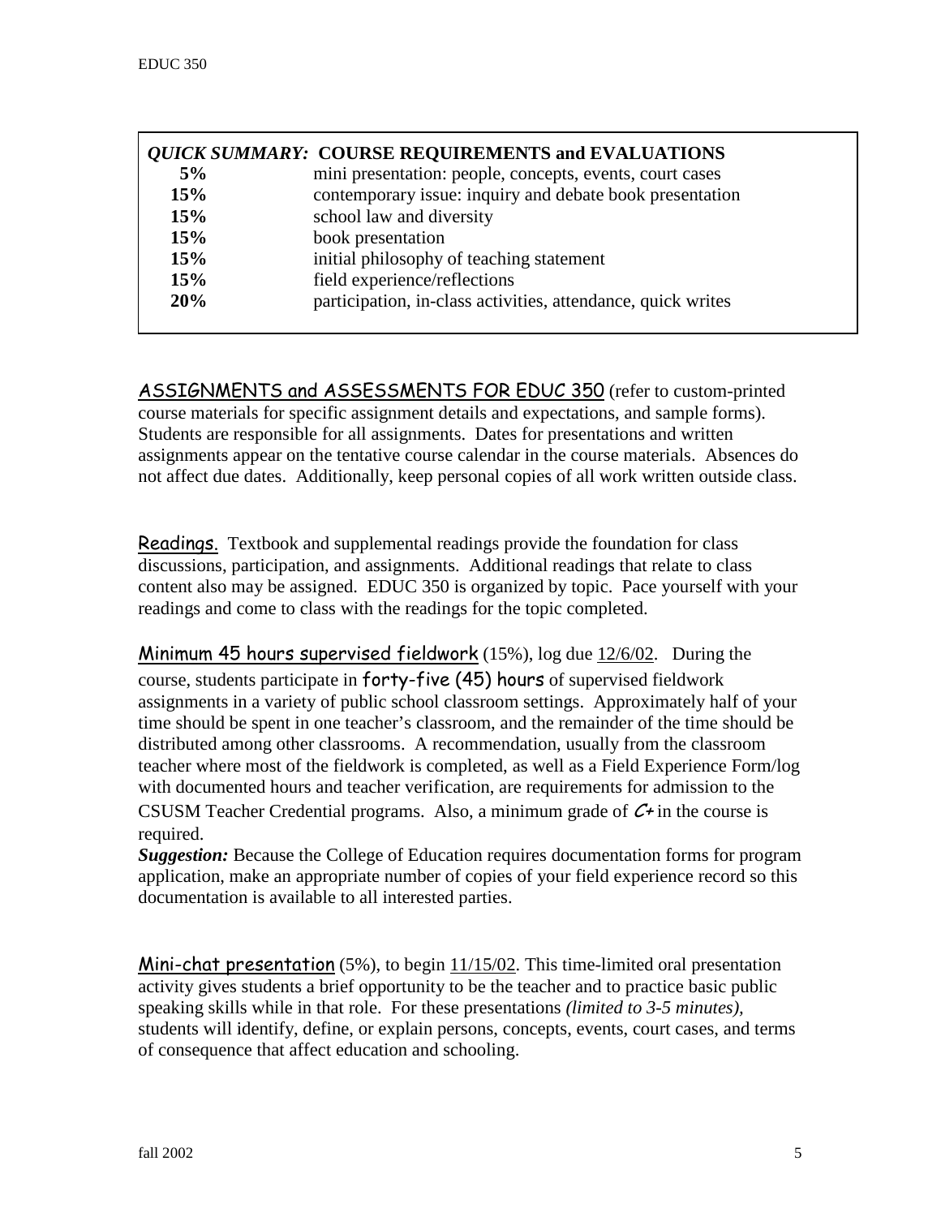| *QUICK SUMMARY:* **COURSE REQUIREMENTS and EVALUATIONS** | |
|---|---|
| **5%** | mini presentation: people, concepts, events, court cases |
| **15%** | contemporary issue: inquiry and debate book presentation |
| **15%** | school law and diversity |
| **15%** | book presentation |
| **15%** | initial philosophy of teaching statement |
| **15%** | field experience/reflections |
| **20%** | participation, in-class activities, attendance, quick writes |

ASSIGNMENTS and ASSESSMENTS FOR EDUC 350 (refer to custom-printed course materials for specific assignment details and expectations, and sample forms). Students are responsible for all assignments. Dates for presentations and written assignments appear on the tentative course calendar in the course materials. Absences do not affect due dates. Additionally, keep personal copies of all work written outside class.

Readings. Textbook and supplemental readings provide the foundation for class discussions, participation, and assignments. Additional readings that relate to class content also may be assigned. EDUC 350 is organized by topic. Pace yourself with your readings and come to class with the readings for the topic completed.

Minimum 45 hours supervised fieldwork (15%), log due 12/6/02. During the course, students participate in forty-five (45) hours of supervised fieldwork assignments in a variety of public school classroom settings. Approximately half of your time should be spent in one teacher's classroom, and the remainder of the time should be distributed among other classrooms. A recommendation, usually from the classroom teacher where most of the fieldwork is completed, as well as a Field Experience Form/log with documented hours and teacher verification, are requirements for admission to the CSUSM Teacher Credential programs. Also, a minimum grade of *C+* in the course is required.

***Suggestion:*** Because the College of Education requires documentation forms for program application, make an appropriate number of copies of your field experience record so this documentation is available to all interested parties.

Mini-chat presentation (5%), to begin 11/15/02. This time-limited oral presentation activity gives students a brief opportunity to be the teacher and to practice basic public speaking skills while in that role. For these presentations *(limited to 3-5 minutes),* students will identify, define, or explain persons, concepts, events, court cases, and terms of consequence that affect education and schooling.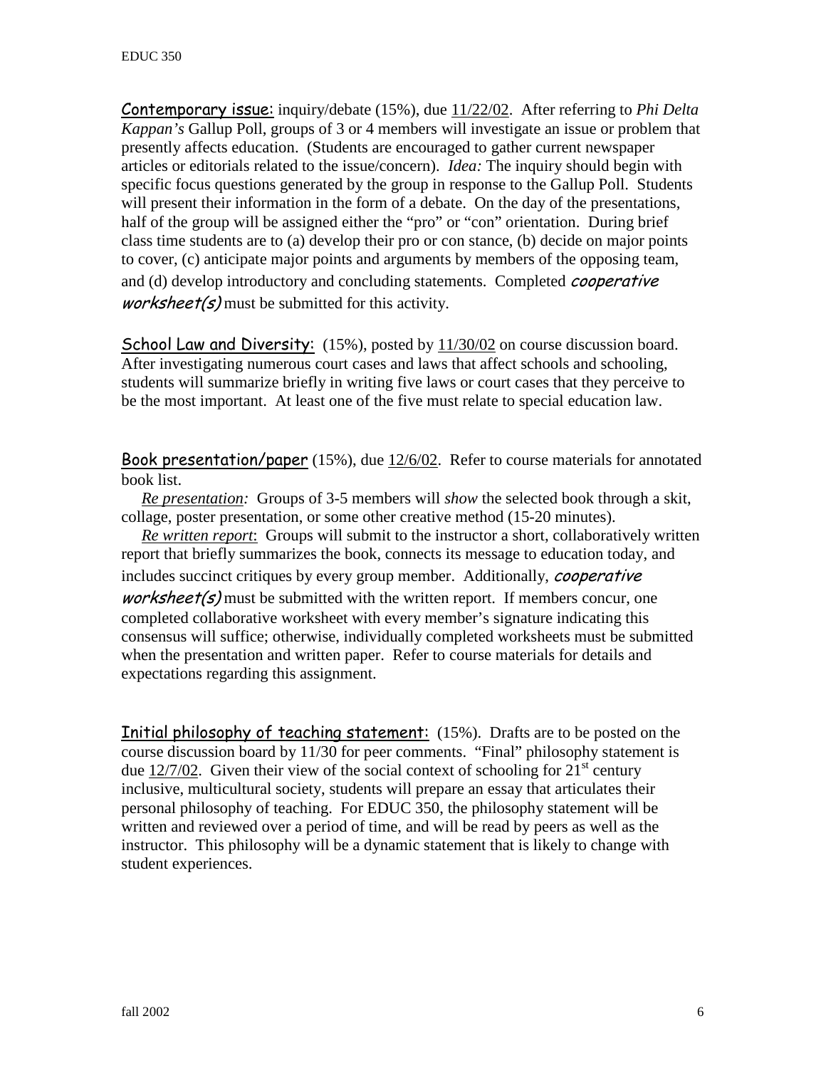__Contemporary issue__: inquiry/debate (15%), due 11/22/02. After referring to *Phi Delta Kappan's* Gallup Poll, groups of 3 or 4 members will investigate an issue or problem that presently affects education. (Students are encouraged to gather current newspaper articles or editorials related to the issue/concern). *Idea:* The inquiry should begin with specific focus questions generated by the group in response to the Gallup Poll. Students will present their information in the form of a debate. On the day of the presentations, half of the group will be assigned either the "pro" or "con" orientation. During brief class time students are to (a) develop their pro or con stance, (b) decide on major points to cover, (c) anticipate major points and arguments by members of the opposing team, and (d) develop introductory and concluding statements. Completed *cooperative worksheet(s)* must be submitted for this activity.

__School Law and Diversity__: (15%), posted by 11/30/02 on course discussion board. After investigating numerous court cases and laws that affect schools and schooling, students will summarize briefly in writing five laws or court cases that they perceive to be the most important. At least one of the five must relate to special education law.

__Book presentation/paper__ (15%), due 12/6/02. Refer to course materials for annotated book list.

*Re presentation:* Groups of 3-5 members will *show* the selected book through a skit, collage, poster presentation, or some other creative method (15-20 minutes).

*Re written report*: Groups will submit to the instructor a short, collaboratively written report that briefly summarizes the book, connects its message to education today, and includes succinct critiques by every group member. Additionally, *cooperative worksheet(s)* must be submitted with the written report. If members concur, one completed collaborative worksheet with every member's signature indicating this consensus will suffice; otherwise, individually completed worksheets must be submitted when the presentation and written paper. Refer to course materials for details and expectations regarding this assignment.

__Initial philosophy of teaching statement__: (15%). Drafts are to be posted on the course discussion board by 11/30 for peer comments. "Final" philosophy statement is due 12/7/02. Given their view of the social context of schooling for 21st century inclusive, multicultural society, students will prepare an essay that articulates their personal philosophy of teaching. For EDUC 350, the philosophy statement will be written and reviewed over a period of time, and will be read by peers as well as the instructor. This philosophy will be a dynamic statement that is likely to change with student experiences.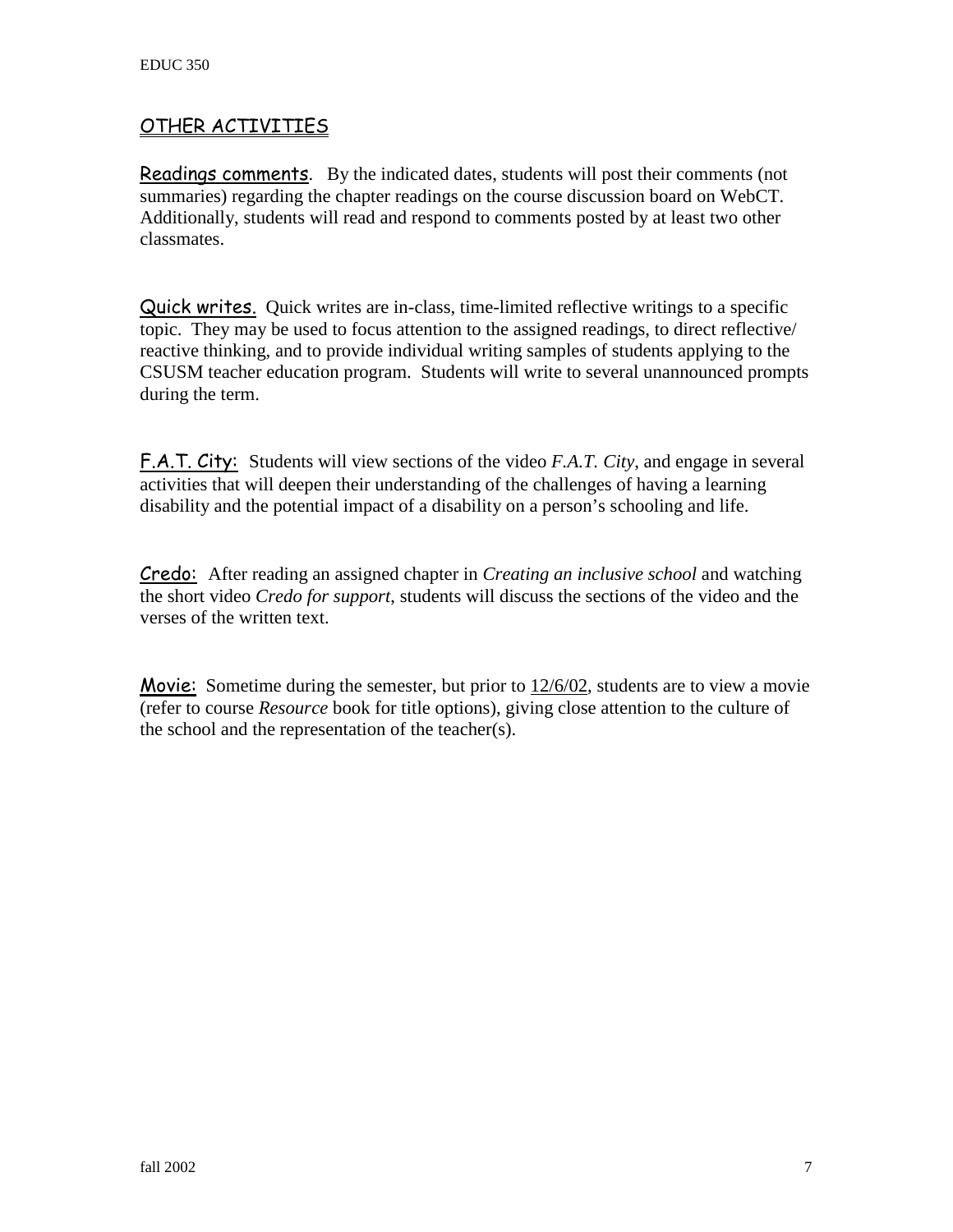## OTHER ACTIVITIES

**Readings comments**. By the indicated dates, students will post their comments (not summaries) regarding the chapter readings on the course discussion board on WebCT. Additionally, students will read and respond to comments posted by at least two other classmates.

**Quick writes.** Quick writes are in-class, time-limited reflective writings to a specific topic. They may be used to focus attention to the assigned readings, to direct reflective/ reactive thinking, and to provide individual writing samples of students applying to the CSUSM teacher education program. Students will write to several unannounced prompts during the term.

**F.A.T. City:** Students will view sections of the video *F.A.T. City*, and engage in several activities that will deepen their understanding of the challenges of having a learning disability and the potential impact of a disability on a person's schooling and life.

**Credo:** After reading an assigned chapter in *Creating an inclusive school* and watching the short video *Credo for support*, students will discuss the sections of the video and the verses of the written text.

**Movie:** Sometime during the semester, but prior to 12/6/02, students are to view a movie (refer to course *Resource* book for title options), giving close attention to the culture of the school and the representation of the teacher(s).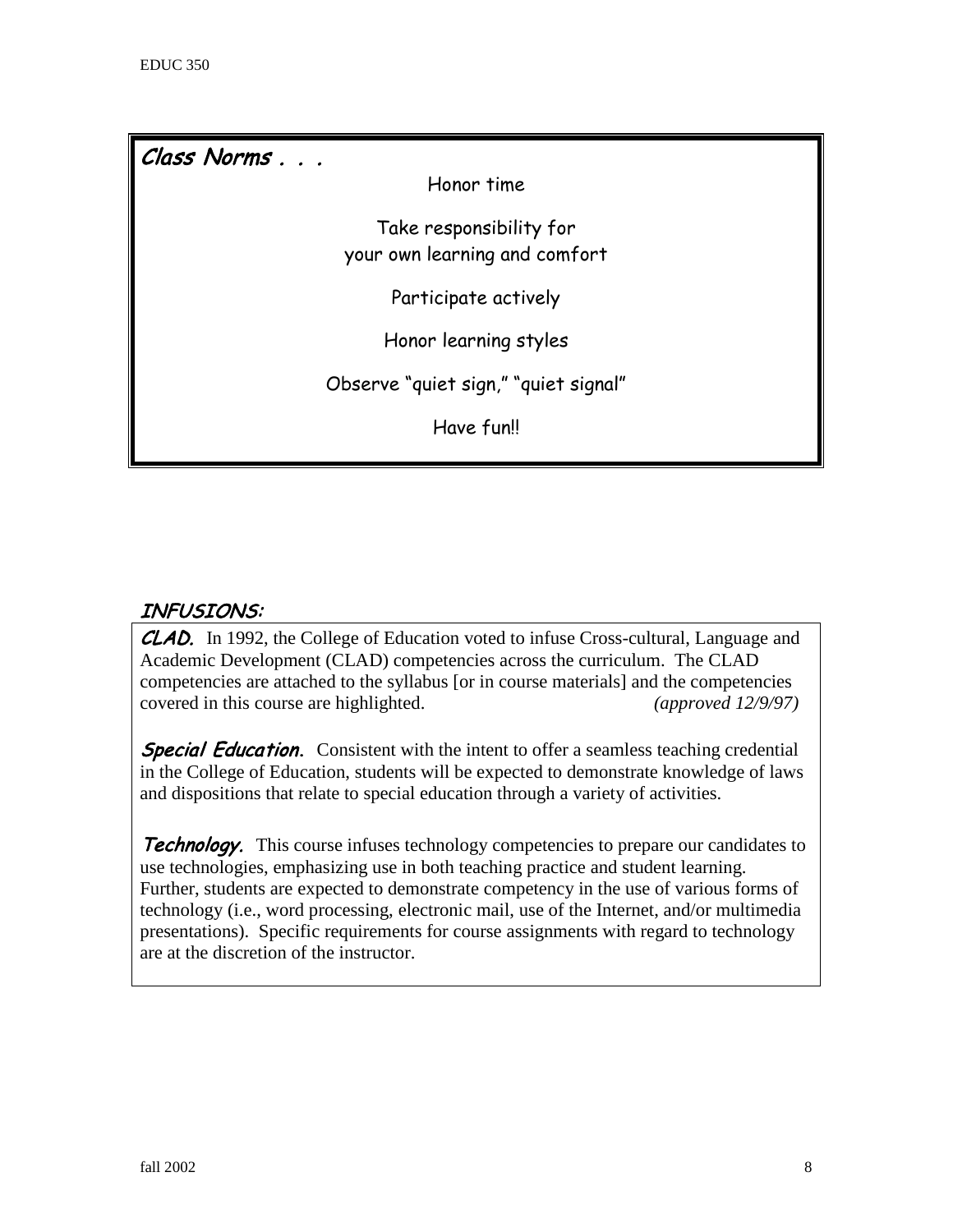## *Class Norms . . .*

Honor time

Take responsibility for
your own learning and comfort

Participate actively

Honor learning styles

Observe "quiet sign," "quiet signal"

Have fun!!

## *INFUSIONS:*

***CLAD.*** In 1992, the College of Education voted to infuse Cross-cultural, Language and Academic Development (CLAD) competencies across the curriculum. The CLAD competencies are attached to the syllabus [or in course materials] and the competencies covered in this course are highlighted. *(approved 12/9/97)*

***Special Education.*** Consistent with the intent to offer a seamless teaching credential in the College of Education, students will be expected to demonstrate knowledge of laws and dispositions that relate to special education through a variety of activities.

***Technology.*** This course infuses technology competencies to prepare our candidates to use technologies, emphasizing use in both teaching practice and student learning. Further, students are expected to demonstrate competency in the use of various forms of technology (i.e., word processing, electronic mail, use of the Internet, and/or multimedia presentations). Specific requirements for course assignments with regard to technology are at the discretion of the instructor.